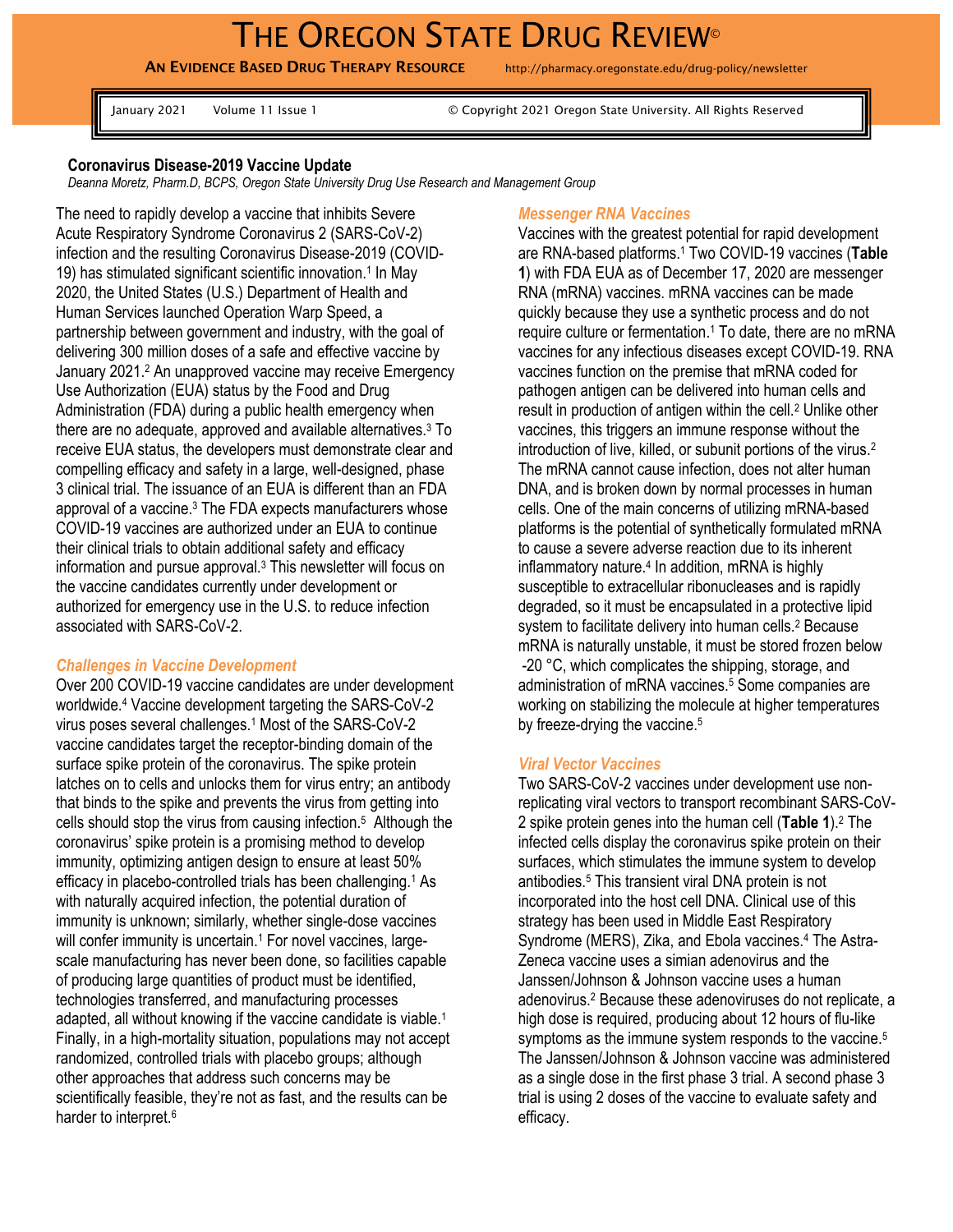# THE OREGON STATE DRUG REVIEW©

**AN EVIDENCE BASED DRUG THERAPY RESOURCE** http://pharmacy.oregonstate.edu/drug-policy/newsletter

January 2021 Volume 11 Issue 1 © Copyright 2021 Oregon State University. All Rights Reserved

## Coronavirus Disease-2019 Vaccine Update

*Deanna Moretz, Pharm.D, BCPS, Oregon State University Drug Use Research and Management Group*

The need to rapidly develop a vaccine that inhibits Severe Acute Respiratory Syndrome Coronavirus 2 (SARS-CoV-2) infection and the resulting Coronavirus Disease-2019 (COVID-19) has stimulated significant scientific innovation.[1] In May 2020, the United States (U.S.) Department of Health and Human Services launched Operation Warp Speed, a partnership between government and industry, with the goal of delivering 300 million doses of a safe and effective vaccine by January 2021.[2] An unapproved vaccine may receive Emergency Use Authorization (EUA) status by the Food and Drug Administration (FDA) during a public health emergency when there are no adequate, approved and available alternatives.[3] To receive EUA status, the developers must demonstrate clear and compelling efficacy and safety in a large, well-designed, phase 3 clinical trial. The issuance of an EUA is different than an FDA approval of a vaccine.[3] The FDA expects manufacturers whose COVID-19 vaccines are authorized under an EUA to continue their clinical trials to obtain additional safety and efficacy information and pursue approval.[3] This newsletter will focus on the vaccine candidates currently under development or authorized for emergency use in the U.S. to reduce infection associated with SARS-CoV-2.

### *Challenges in Vaccine Development*

Over 200 COVID-19 vaccine candidates are under development worldwide.[4] Vaccine development targeting the SARS-CoV-2 virus poses several challenges.[1] Most of the SARS-CoV-2 vaccine candidates target the receptor-binding domain of the surface spike protein of the coronavirus. The spike protein latches on to cells and unlocks them for virus entry; an antibody that binds to the spike and prevents the virus from getting into cells should stop the virus from causing infection.[5] Although the coronavirus' spike protein is a promising method to develop immunity, optimizing antigen design to ensure at least 50% efficacy in placebo-controlled trials has been challenging.[1] As with naturally acquired infection, the potential duration of immunity is unknown; similarly, whether single-dose vaccines will confer immunity is uncertain.[1] For novel vaccines, large-scale manufacturing has never been done, so facilities capable of producing large quantities of product must be identified, technologies transferred, and manufacturing processes adapted, all without knowing if the vaccine candidate is viable.[1] Finally, in a high-mortality situation, populations may not accept randomized, controlled trials with placebo groups; although other approaches that address such concerns may be scientifically feasible, they're not as fast, and the results can be harder to interpret.[6]

### *Messenger RNA Vaccines*

Vaccines with the greatest potential for rapid development are RNA-based platforms.[1] Two COVID-19 vaccines (**Table 1**) with FDA EUA as of December 17, 2020 are messenger RNA (mRNA) vaccines. mRNA vaccines can be made quickly because they use a synthetic process and do not require culture or fermentation.[1] To date, there are no mRNA vaccines for any infectious diseases except COVID-19. RNA vaccines function on the premise that mRNA coded for pathogen antigen can be delivered into human cells and result in production of antigen within the cell.[2] Unlike other vaccines, this triggers an immune response without the introduction of live, killed, or subunit portions of the virus.[2] The mRNA cannot cause infection, does not alter human DNA, and is broken down by normal processes in human cells. One of the main concerns of utilizing mRNA-based platforms is the potential of synthetically formulated mRNA to cause a severe adverse reaction due to its inherent inflammatory nature.[4] In addition, mRNA is highly susceptible to extracellular ribonucleases and is rapidly degraded, so it must be encapsulated in a protective lipid system to facilitate delivery into human cells.[2] Because mRNA is naturally unstable, it must be stored frozen below -20 °C, which complicates the shipping, storage, and administration of mRNA vaccines.[5] Some companies are working on stabilizing the molecule at higher temperatures by freeze-drying the vaccine.[5]

### *Viral Vector Vaccines*

Two SARS-CoV-2 vaccines under development use non-replicating viral vectors to transport recombinant SARS-CoV-2 spike protein genes into the human cell (**Table 1**).[2] The infected cells display the coronavirus spike protein on their surfaces, which stimulates the immune system to develop antibodies.[5] This transient viral DNA protein is not incorporated into the host cell DNA. Clinical use of this strategy has been used in Middle East Respiratory Syndrome (MERS), Zika, and Ebola vaccines.[4] The Astra-Zeneca vaccine uses a simian adenovirus and the Janssen/Johnson & Johnson vaccine uses a human adenovirus.[2] Because these adenoviruses do not replicate, a high dose is required, producing about 12 hours of flu-like symptoms as the immune system responds to the vaccine.[5] The Janssen/Johnson & Johnson vaccine was administered as a single dose in the first phase 3 trial. A second phase 3 trial is using 2 doses of the vaccine to evaluate safety and efficacy.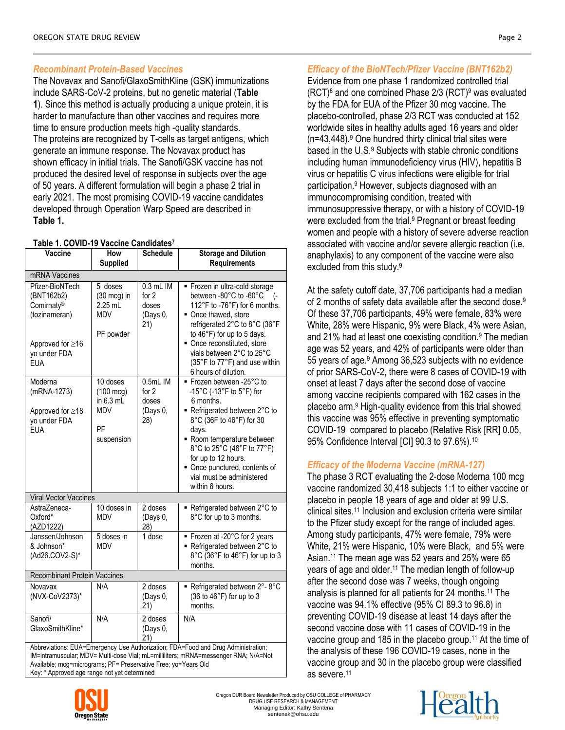### *Recombinant Protein-Based Vaccines*

The Novavax and Sanofi/GlaxoSmithKline (GSK) immunizations include SARS-CoV-2 proteins, but no genetic material (**Table 1**). Since this method is actually producing a unique protein, it is harder to manufacture than other vaccines and requires more time to ensure production meets high -quality standards. The proteins are recognized by T-cells as target antigens, which generate an immune response. The Novavax product has shown efficacy in initial trials. The Sanofi/GSK vaccine has not produced the desired level of response in subjects over the age of 50 years. A different formulation will begin a phase 2 trial in early 2021. The most promising COVID-19 vaccine candidates developed through Operation Warp Speed are described in **Table 1.**

**Table 1. COVID-19 Vaccine Candidates[7]**

| Vaccine | How Supplied | Schedule | Storage and Dilution Requirements |
|---|---|---|---|
| mRNA Vaccines | | | |
| Pfizer-BioNTech (BNT162b2) Comirnaty® (tozinameran)<br><br>Approved for ≥16 yo under FDA EUA | 5 doses (30 mcg) in 2.25 mL MDV<br><br>PF powder | 0.3 mL IM for 2 doses (Days 0, 21) | ▪ Frozen in ultra-cold storage between -80°C to -60°C (-112°F to -76°F) for 6 months.<br>▪ Once thawed, store refrigerated 2°C to 8°C (36°F to 46°F) for up to 5 days.<br>▪ Once reconstituted, store vials between 2°C to 25°C (35°F to 77°F) and use within 6 hours of dilution. |
| Moderna (mRNA-1273)<br><br>Approved for ≥18 yo under FDA EUA | 10 doses (100 mcg) in 6.3 mL MDV<br><br>PF suspension | 0.5mL IM for 2 doses (Days 0, 28) | ▪ Frozen between -25°C to -15°C (-13°F to 5°F) for 6 months.<br>▪ Refrigerated between 2°C to 8°C (36F to 46°F) for 30 days.<br>▪ Room temperature between 8°C to 25°C (46°F to 77°F) for up to 12 hours.<br>▪ Once punctured, contents of vial must be administered within 6 hours. |
| Viral Vector Vaccines | | | |
| AstraZeneca-Oxford* (AZD1222) | 10 doses in MDV | 2 doses (Days 0, 28) | ▪ Refrigerated between 2°C to 8°C for up to 3 months. |
| Janssen/Johnson & Johnson* (Ad26.COV2-S)* | 5 doses in MDV | 1 dose | ▪ Frozen at -20°C for 2 years<br>▪ Refrigerated between 2°C to 8°C (36°F to 46°F) for up to 3 months. |
| Recombinant Protein Vaccines | | | |
| Novavax (NVX-CoV2373)* | N/A | 2 doses (Days 0, 21) | ▪ Refrigerated between 2°- 8°C (36 to 46°F) for up to 3 months. |
| Sanofi/ GlaxoSmithKline* | N/A | 2 doses (Days 0, 21) | N/A |

Abbreviations: EUA=Emergency Use Authorization; FDA=Food and Drug Administration; IM=intramuscular; MDV= Multi-dose Vial; mL=milliliters; mRNA=messenger RNA; N/A=Not Available; mcg=micrograms; PF= Preservative Free; yo=Years Old
Key: * Approved age range not yet determined

### *Efficacy of the BioNTech/Pfizer Vaccine (BNT162b2)*

Evidence from one phase 1 randomized controlled trial (RCT)[8] and one combined Phase 2/3 (RCT)[9] was evaluated by the FDA for EUA of the Pfizer 30 mcg vaccine. The placebo-controlled, phase 2/3 RCT was conducted at 152 worldwide sites in healthy adults aged 16 years and older (n=43,448).[9] One hundred thirty clinical trial sites were based in the U.S.[9] Subjects with stable chronic conditions including human immunodeficiency virus (HIV), hepatitis B virus or hepatitis C virus infections were eligible for trial participation.[9] However, subjects diagnosed with an immunocompromising condition, treated with immunosuppressive therapy, or with a history of COVID-19 were excluded from the trial.[9] Pregnant or breast feeding women and people with a history of severe adverse reaction associated with vaccine and/or severe allergic reaction (i.e. anaphylaxis) to any component of the vaccine were also excluded from this study.[9]

At the safety cutoff date, 37,706 participants had a median of 2 months of safety data available after the second dose.[9] Of these 37,706 participants, 49% were female, 83% were White, 28% were Hispanic, 9% were Black, 4% were Asian, and 21% had at least one coexisting condition.[9] The median age was 52 years, and 42% of participants were older than 55 years of age.[9] Among 36,523 subjects with no evidence of prior SARS-CoV-2, there were 8 cases of COVID-19 with onset at least 7 days after the second dose of vaccine among vaccine recipients compared with 162 cases in the placebo arm.[9] High-quality evidence from this trial showed this vaccine was 95% effective in preventing symptomatic COVID-19 compared to placebo (Relative Risk [RR] 0.05, 95% Confidence Interval [CI] 90.3 to 97.6%).[10]

### *Efficacy of the Moderna Vaccine (mRNA-127)*

The phase 3 RCT evaluating the 2-dose Moderna 100 mcg vaccine randomized 30,418 subjects 1:1 to either vaccine or placebo in people 18 years of age and older at 99 U.S. clinical sites.[11] Inclusion and exclusion criteria were similar to the Pfizer study except for the range of included ages. Among study participants, 47% were female, 79% were White, 21% were Hispanic, 10% were Black, and 5% were Asian.[11] The mean age was 52 years and 25% were 65 years of age and older.[11] The median length of follow-up after the second dose was 7 weeks, though ongoing analysis is planned for all patients for 24 months.[11] The vaccine was 94.1% effective (95% CI 89.3 to 96.8) in preventing COVID-19 disease at least 14 days after the second vaccine dose with 11 cases of COVID-19 in the vaccine group and 185 in the placebo group.[11] At the time of the analysis of these 196 COVID-19 cases, none in the vaccine group and 30 in the placebo group were classified as severe.[11]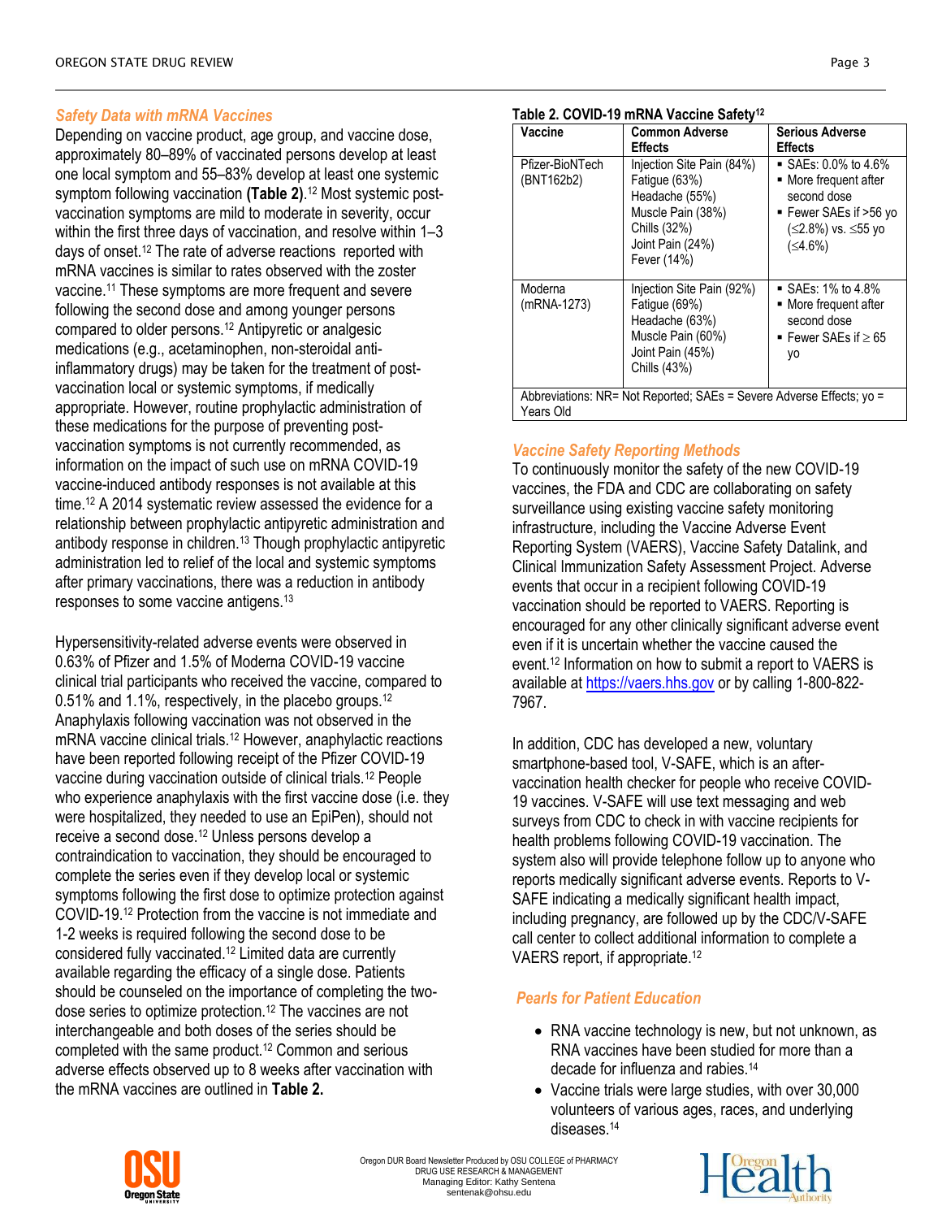### *Safety Data with mRNA Vaccines*

Depending on vaccine product, age group, and vaccine dose, approximately 80–89% of vaccinated persons develop at least one local symptom and 55–83% develop at least one systemic symptom following vaccination **(Table 2)**.[12] Most systemic post-vaccination symptoms are mild to moderate in severity, occur within the first three days of vaccination, and resolve within 1–3 days of onset.[12] The rate of adverse reactions reported with mRNA vaccines is similar to rates observed with the zoster vaccine.[11] These symptoms are more frequent and severe following the second dose and among younger persons compared to older persons.[12] Antipyretic or analgesic medications (e.g., acetaminophen, non-steroidal anti-inflammatory drugs) may be taken for the treatment of post-vaccination local or systemic symptoms, if medically appropriate. However, routine prophylactic administration of these medications for the purpose of preventing post-vaccination symptoms is not currently recommended, as information on the impact of such use on mRNA COVID-19 vaccine-induced antibody responses is not available at this time.[12] A 2014 systematic review assessed the evidence for a relationship between prophylactic antipyretic administration and antibody response in children.[13] Though prophylactic antipyretic administration led to relief of the local and systemic symptoms after primary vaccinations, there was a reduction in antibody responses to some vaccine antigens.[13]

Hypersensitivity-related adverse events were observed in 0.63% of Pfizer and 1.5% of Moderna COVID-19 vaccine clinical trial participants who received the vaccine, compared to 0.51% and 1.1%, respectively, in the placebo groups.[12] Anaphylaxis following vaccination was not observed in the mRNA vaccine clinical trials.[12] However, anaphylactic reactions have been reported following receipt of the Pfizer COVID-19 vaccine during vaccination outside of clinical trials.[12] People who experience anaphylaxis with the first vaccine dose (i.e. they were hospitalized, they needed to use an EpiPen), should not receive a second dose.[12] Unless persons develop a contraindication to vaccination, they should be encouraged to complete the series even if they develop local or systemic symptoms following the first dose to optimize protection against COVID-19.[12] Protection from the vaccine is not immediate and 1-2 weeks is required following the second dose to be considered fully vaccinated.[12] Limited data are currently available regarding the efficacy of a single dose. Patients should be counseled on the importance of completing the two-dose series to optimize protection.[12] The vaccines are not interchangeable and both doses of the series should be completed with the same product.[12] Common and serious adverse effects observed up to 8 weeks after vaccination with the mRNA vaccines are outlined in **Table 2.**

**Table 2. COVID-19 mRNA Vaccine Safety[12]**

| Vaccine | Common Adverse Effects | Serious Adverse Effects |
|---|---|---|
| Pfizer-BioNTech (BNT162b2) | Injection Site Pain (84%)<br>Fatigue (63%)<br>Headache (55%)<br>Muscle Pain (38%)<br>Chills (32%)<br>Joint Pain (24%)<br>Fever (14%) | ▪ SAEs: 0.0% to 4.6%<br>▪ More frequent after second dose<br>▪ Fewer SAEs if >56 yo (≤2.8%) vs. ≤55 yo (≤4.6%) |
| Moderna (mRNA-1273) | Injection Site Pain (92%)<br>Fatigue (69%)<br>Headache (63%)<br>Muscle Pain (60%)<br>Joint Pain (45%)<br>Chills (43%) | ▪ SAEs: 1% to 4.8%<br>▪ More frequent after second dose<br>▪ Fewer SAEs if ≥ 65 yo |

Abbreviations: NR= Not Reported; SAEs = Severe Adverse Effects; yo = Years Old

### *Vaccine Safety Reporting Methods*

To continuously monitor the safety of the new COVID-19 vaccines, the FDA and CDC are collaborating on safety surveillance using existing vaccine safety monitoring infrastructure, including the Vaccine Adverse Event Reporting System (VAERS), Vaccine Safety Datalink, and Clinical Immunization Safety Assessment Project. Adverse events that occur in a recipient following COVID-19 vaccination should be reported to VAERS. Reporting is encouraged for any other clinically significant adverse event even if it is uncertain whether the vaccine caused the event.[12] Information on how to submit a report to VAERS is available at https://vaers.hhs.gov or by calling 1-800-822-7967.

In addition, CDC has developed a new, voluntary smartphone-based tool, V-SAFE, which is an after-vaccination health checker for people who receive COVID-19 vaccines. V-SAFE will use text messaging and web surveys from CDC to check in with vaccine recipients for health problems following COVID-19 vaccination. The system also will provide telephone follow up to anyone who reports medically significant adverse events. Reports to V-SAFE indicating a medically significant health impact, including pregnancy, are followed up by the CDC/V-SAFE call center to collect additional information to complete a VAERS report, if appropriate.[12]

### *Pearls for Patient Education*

- RNA vaccine technology is new, but not unknown, as RNA vaccines have been studied for more than a decade for influenza and rabies.[14]
- Vaccine trials were large studies, with over 30,000 volunteers of various ages, races, and underlying diseases.[14]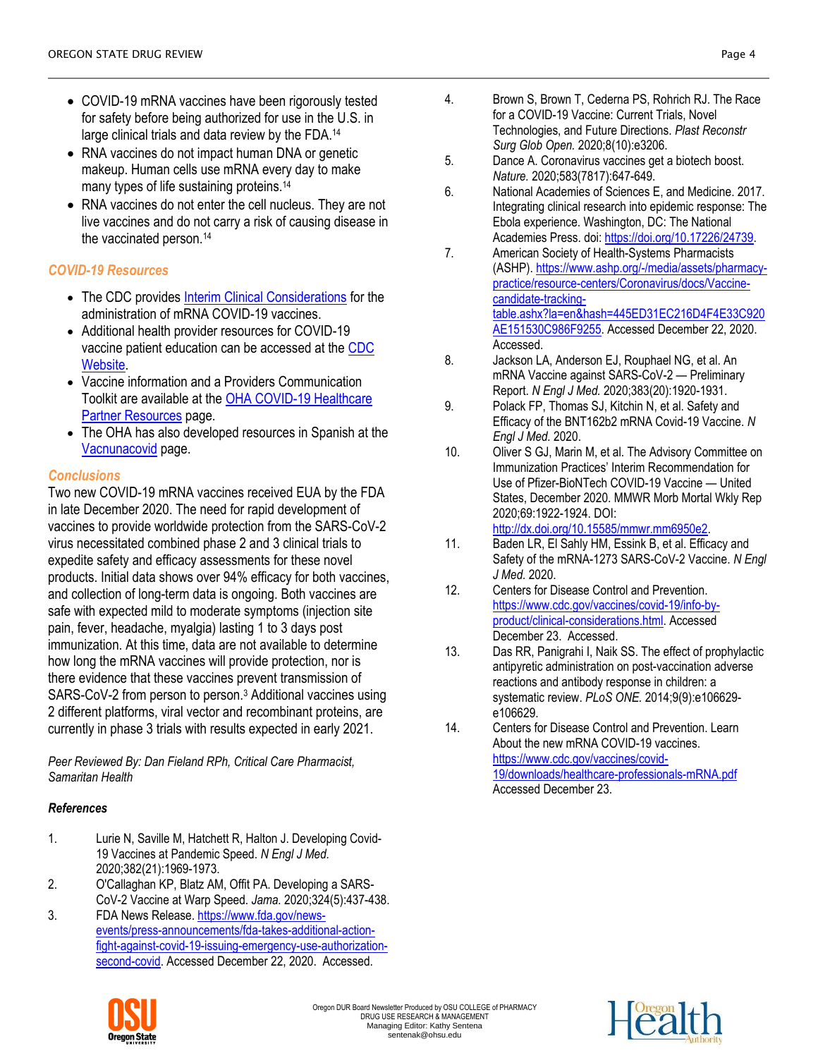- COVID-19 mRNA vaccines have been rigorously tested for safety before being authorized for use in the U.S. in large clinical trials and data review by the FDA.[14]
- RNA vaccines do not impact human DNA or genetic makeup. Human cells use mRNA every day to make many types of life sustaining proteins.[14]
- RNA vaccines do not enter the cell nucleus. They are not live vaccines and do not carry a risk of causing disease in the vaccinated person.[14]

### *COVID-19 Resources*

- The CDC provides Interim Clinical Considerations for the administration of mRNA COVID-19 vaccines.
- Additional health provider resources for COVID-19 vaccine patient education can be accessed at the CDC Website.
- Vaccine information and a Providers Communication Toolkit are available at the OHA COVID-19 Healthcare Partner Resources page.
- The OHA has also developed resources in Spanish at the Vacnunacovid page.

### *Conclusions*

Two new COVID-19 mRNA vaccines received EUA by the FDA in late December 2020. The need for rapid development of vaccines to provide worldwide protection from the SARS-CoV-2 virus necessitated combined phase 2 and 3 clinical trials to expedite safety and efficacy assessments for these novel products. Initial data shows over 94% efficacy for both vaccines, and collection of long-term data is ongoing. Both vaccines are safe with expected mild to moderate symptoms (injection site pain, fever, headache, myalgia) lasting 1 to 3 days post immunization. At this time, data are not available to determine how long the mRNA vaccines will provide protection, nor is there evidence that these vaccines prevent transmission of SARS-CoV-2 from person to person.[3] Additional vaccines using 2 different platforms, viral vector and recombinant proteins, are currently in phase 3 trials with results expected in early 2021.

*Peer Reviewed By: Dan Fieland RPh, Critical Care Pharmacist, Samaritan Health*

### *References*

1. Lurie N, Saville M, Hatchett R, Halton J. Developing Covid-19 Vaccines at Pandemic Speed. *N Engl J Med.* 2020;382(21):1969-1973.
2. O'Callaghan KP, Blatz AM, Offit PA. Developing a SARS-CoV-2 Vaccine at Warp Speed. *Jama.* 2020;324(5):437-438.
3. FDA News Release. https://www.fda.gov/news-events/press-announcements/fda-takes-additional-action-fight-against-covid-19-issuing-emergency-use-authorization-second-covid. Accessed December 22, 2020. Accessed.
4. Brown S, Brown T, Cederna PS, Rohrich RJ. The Race for a COVID-19 Vaccine: Current Trials, Novel Technologies, and Future Directions. *Plast Reconstr Surg Glob Open.* 2020;8(10):e3206.
5. Dance A. Coronavirus vaccines get a biotech boost. *Nature.* 2020;583(7817):647-649.
6. National Academies of Sciences E, and Medicine. 2017. Integrating clinical research into epidemic response: The Ebola experience. Washington, DC: The National Academies Press. doi: https://doi.org/10.17226/24739.
7. American Society of Health-Systems Pharmacists (ASHP). https://www.ashp.org/-/media/assets/pharmacy-practice/resource-centers/Coronavirus/docs/Vaccine-candidate-tracking-table.ashx?la=en&hash=445ED31EC216D4F4E33C920AE151530C986F9255. Accessed December 22, 2020. Accessed.
8. Jackson LA, Anderson EJ, Rouphael NG, et al. An mRNA Vaccine against SARS-CoV-2 — Preliminary Report. *N Engl J Med.* 2020;383(20):1920-1931.
9. Polack FP, Thomas SJ, Kitchin N, et al. Safety and Efficacy of the BNT162b2 mRNA Covid-19 Vaccine. *N Engl J Med.* 2020.
10. Oliver S GJ, Marin M, et al. The Advisory Committee on Immunization Practices' Interim Recommendation for Use of Pfizer-BioNTech COVID-19 Vaccine — United States, December 2020. MMWR Morb Mortal Wkly Rep 2020;69:1922-1924. DOI: http://dx.doi.org/10.15585/mmwr.mm6950e2.
11. Baden LR, El Sahly HM, Essink B, et al. Efficacy and Safety of the mRNA-1273 SARS-CoV-2 Vaccine. *N Engl J Med.* 2020.
12. Centers for Disease Control and Prevention. https://www.cdc.gov/vaccines/covid-19/info-by-product/clinical-considerations.html. Accessed December 23. Accessed.
13. Das RR, Panigrahi I, Naik SS. The effect of prophylactic antipyretic administration on post-vaccination adverse reactions and antibody response in children: a systematic review. *PLoS ONE.* 2014;9(9):e106629-e106629.
14. Centers for Disease Control and Prevention. Learn About the new mRNA COVID-19 vaccines. https://www.cdc.gov/vaccines/covid-19/downloads/healthcare-professionals-mRNA.pdf Accessed December 23.